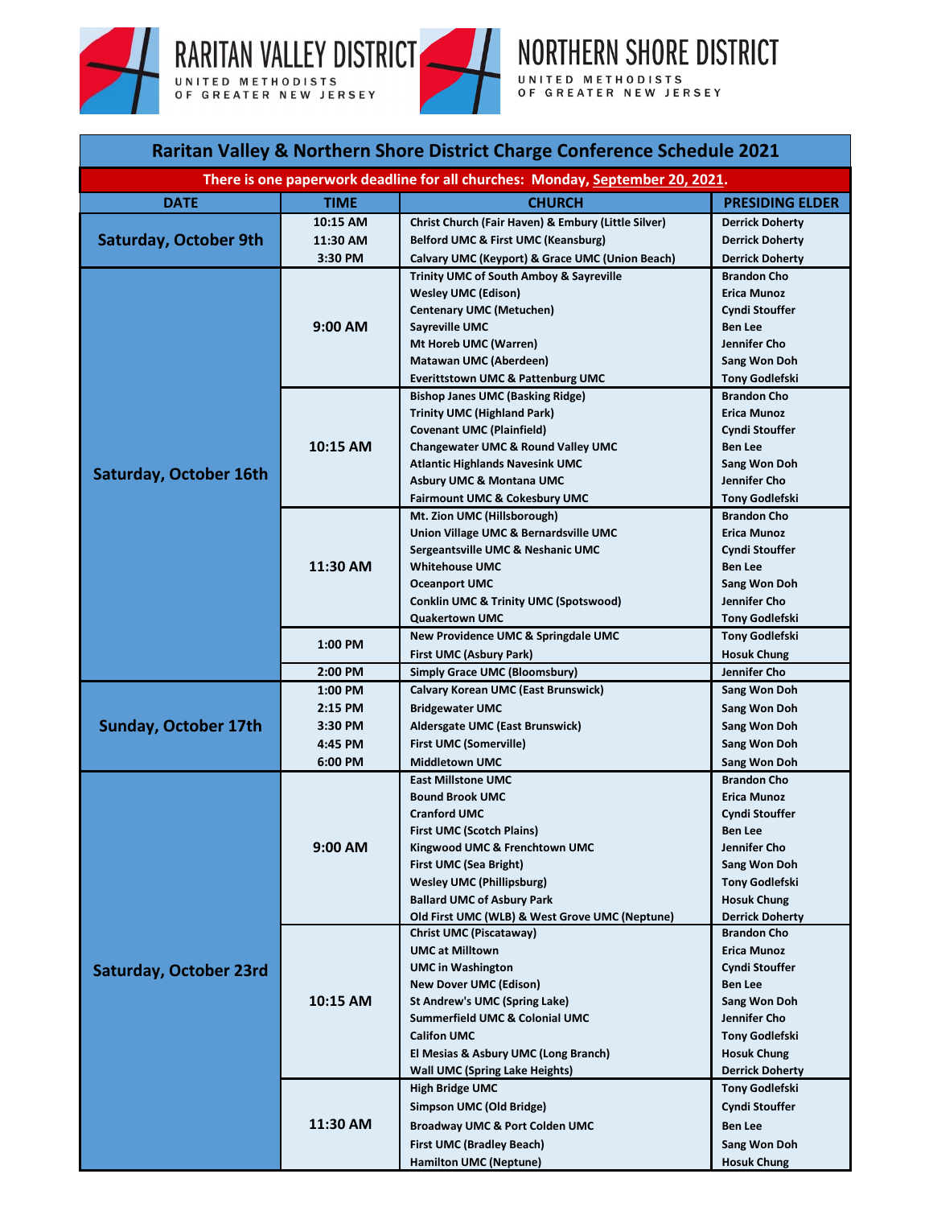RARITAN VALLEY DISTRICT
UNITED METHODISTS OF GREATER NEW JERSEY

NORTHERN SHORE DISTRICT
UNITED METHODISTS OF GREATER NEW JERSEY

## Raritan Valley & Northern Shore District Charge Conference Schedule 2021

**There is one paperwork deadline for all churches: Monday, September 20, 2021.**

| DATE | TIME | CHURCH | PRESIDING ELDER |
|---|---|---|---|
| Saturday, October 9th | 10:15 AM | Christ Church (Fair Haven) & Embury (Little Silver) | Derrick Doherty |
| | 11:30 AM | Belford UMC & First UMC (Keansburg) | Derrick Doherty |
| | 3:30 PM | Calvary UMC (Keyport) & Grace UMC (Union Beach) | Derrick Doherty |
| Saturday, October 16th | 9:00 AM | Trinity UMC of South Amboy & Sayreville | Brandon Cho |
| | | Wesley UMC (Edison) | Erica Munoz |
| | | Centenary UMC (Metuchen) | Cyndi Stouffer |
| | | Sayreville UMC | Ben Lee |
| | | Mt Horeb UMC (Warren) | Jennifer Cho |
| | | Matawan UMC (Aberdeen) | Sang Won Doh |
| | | Everittstown UMC & Pattenburg UMC | Tony Godlefski |
| | 10:15 AM | Bishop Janes UMC (Basking Ridge) | Brandon Cho |
| | | Trinity UMC (Highland Park) | Erica Munoz |
| | | Covenant UMC (Plainfield) | Cyndi Stouffer |
| | | Changewater UMC & Round Valley UMC | Ben Lee |
| | | Atlantic Highlands Navesink UMC | Sang Won Doh |
| | | Asbury UMC & Montana UMC | Jennifer Cho |
| | | Fairmount UMC & Cokesbury UMC | Tony Godlefski |
| | 11:30 AM | Mt. Zion UMC (Hillsborough) | Brandon Cho |
| | | Union Village UMC & Bernardsville UMC | Erica Munoz |
| | | Sergeantsville UMC & Neshanic UMC | Cyndi Stouffer |
| | | Whitehouse UMC | Ben Lee |
| | | Oceanport UMC | Sang Won Doh |
| | | Conklin UMC & Trinity UMC (Spotswood) | Jennifer Cho |
| | | Quakertown UMC | Tony Godlefski |
| | 1:00 PM | New Providence UMC & Springdale UMC | Tony Godlefski |
| | | First UMC (Asbury Park) | Hosuk Chung |
| | 2:00 PM | Simply Grace UMC (Bloomsbury) | Jennifer Cho |
| Sunday, October 17th | 1:00 PM | Calvary Korean UMC (East Brunswick) | Sang Won Doh |
| | 2:15 PM | Bridgewater UMC | Sang Won Doh |
| | 3:30 PM | Aldersgate UMC (East Brunswick) | Sang Won Doh |
| | 4:45 PM | First UMC (Somerville) | Sang Won Doh |
| | 6:00 PM | Middletown UMC | Sang Won Doh |
| Saturday, October 23rd | 9:00 AM | East Millstone UMC | Brandon Cho |
| | | Bound Brook UMC | Erica Munoz |
| | | Cranford UMC | Cyndi Stouffer |
| | | First UMC (Scotch Plains) | Ben Lee |
| | | Kingwood UMC & Frenchtown UMC | Jennifer Cho |
| | | First UMC (Sea Bright) | Sang Won Doh |
| | | Wesley UMC (Phillipsburg) | Tony Godlefski |
| | | Ballard UMC of Asbury Park | Hosuk Chung |
| | | Old First UMC (WLB) & West Grove UMC (Neptune) | Derrick Doherty |
| | 10:15 AM | Christ UMC (Piscataway) | Brandon Cho |
| | | UMC at Milltown | Erica Munoz |
| | | UMC in Washington | Cyndi Stouffer |
| | | New Dover UMC (Edison) | Ben Lee |
| | | St Andrew's UMC (Spring Lake) | Sang Won Doh |
| | | Summerfield UMC & Colonial UMC | Jennifer Cho |
| | | Califon UMC | Tony Godlefski |
| | | El Mesias & Asbury UMC (Long Branch) | Hosuk Chung |
| | | Wall UMC (Spring Lake Heights) | Derrick Doherty |
| | 11:30 AM | High Bridge UMC | Tony Godlefski |
| | | Simpson UMC (Old Bridge) | Cyndi Stouffer |
| | | Broadway UMC & Port Colden UMC | Ben Lee |
| | | First UMC (Bradley Beach) | Sang Won Doh |
| | | Hamilton UMC (Neptune) | Hosuk Chung |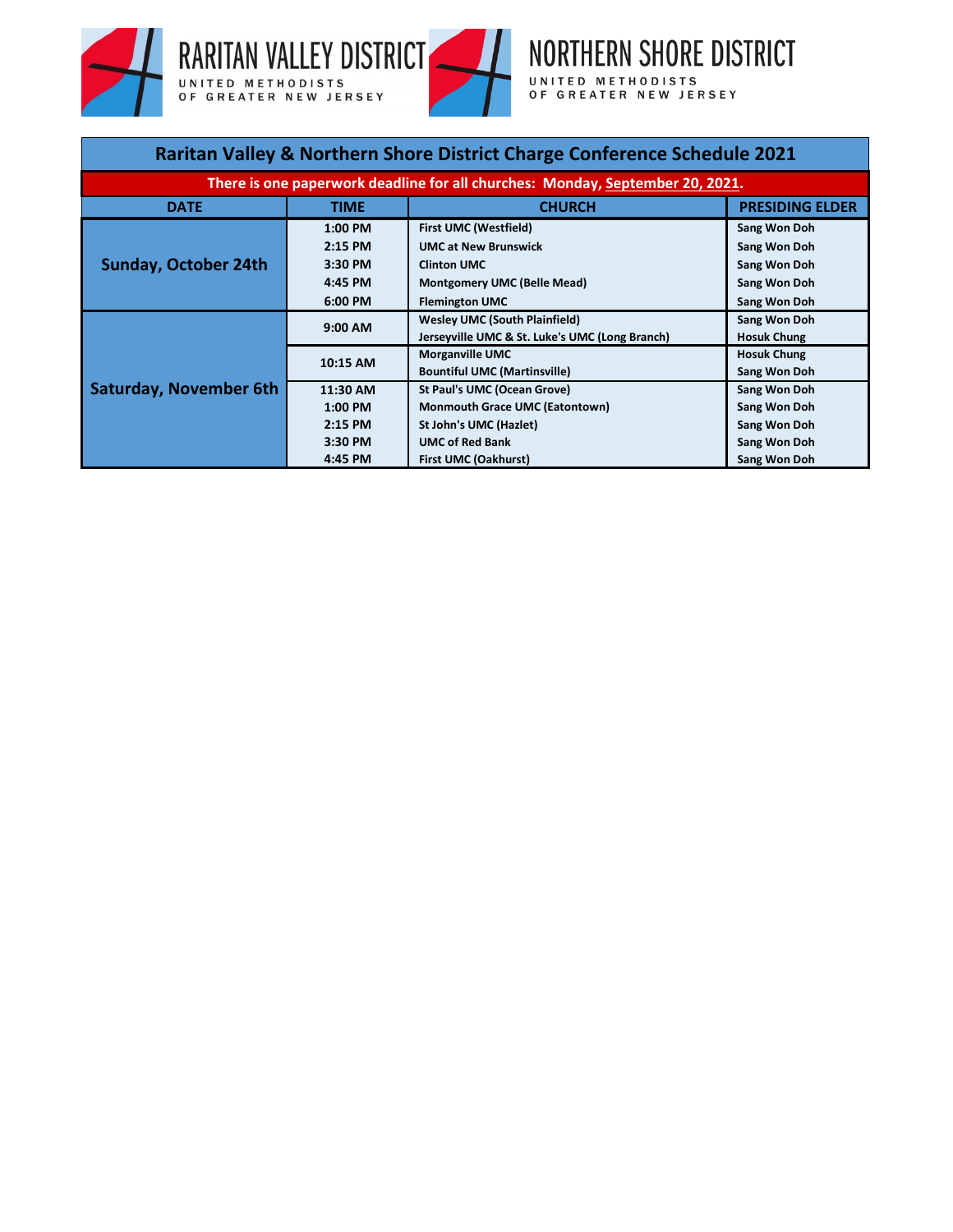RARITAN VALLEY DISTRICT
UNITED METHODISTS
OF GREATER NEW JERSEY

NORTHERN SHORE DISTRICT
UNITED METHODISTS
OF GREATER NEW JERSEY

## Raritan Valley & Northern Shore District Charge Conference Schedule 2021

**There is one paperwork deadline for all churches: Monday, September 20, 2021.**

| DATE | TIME | CHURCH | PRESIDING ELDER |
|---|---|---|---|
| Sunday, October 24th | 1:00 PM | First UMC (Westfield) | Sang Won Doh |
| | 2:15 PM | UMC at New Brunswick | Sang Won Doh |
| | 3:30 PM | Clinton UMC | Sang Won Doh |
| | 4:45 PM | Montgomery UMC (Belle Mead) | Sang Won Doh |
| | 6:00 PM | Flemington UMC | Sang Won Doh |
| Saturday, November 6th | 9:00 AM | Wesley UMC (South Plainfield) | Sang Won Doh |
| | | Jerseyville UMC & St. Luke's UMC (Long Branch) | Hosuk Chung |
| | 10:15 AM | Morganville UMC | Hosuk Chung |
| | | Bountiful UMC (Martinsville) | Sang Won Doh |
| | 11:30 AM | St Paul's UMC (Ocean Grove) | Sang Won Doh |
| | 1:00 PM | Monmouth Grace UMC (Eatontown) | Sang Won Doh |
| | 2:15 PM | St John's UMC (Hazlet) | Sang Won Doh |
| | 3:30 PM | UMC of Red Bank | Sang Won Doh |
| | 4:45 PM | First UMC (Oakhurst) | Sang Won Doh |